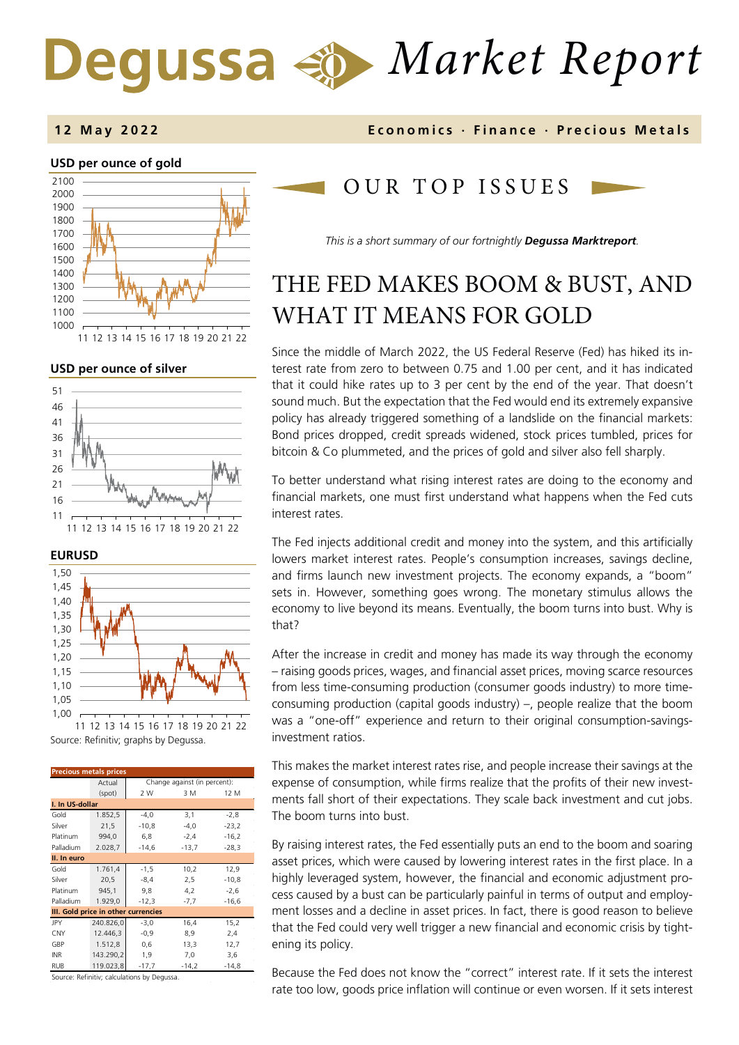# Degussa Market Report

**12 May 2022** — **Economics · Finance · Precious Metals**

**USD per ounce of gold**

**USD per ounce of silver**

**EURUSD**

Source: Refinitiv; graphs by Degussa.

| Precious metals prices | Actual | Change against (in percent): | | |
|---|---|---|---|---|
| | (spot) | 2 W | 3 M | 12 M |
| **I. In US-dollar** | | | | |
| Gold | 1.852,5 | -4,0 | 3,1 | -2,8 |
| Silver | 21,5 | -10,8 | -4,0 | -23,2 |
| Platinum | 994,0 | 6,8 | -2,4 | -16,2 |
| Palladium | 2.028,7 | -14,6 | -13,7 | -28,3 |
| **II. In euro** | | | | |
| Gold | 1.761,4 | -1,5 | 10,2 | 12,9 |
| Silver | 20,5 | -8,4 | 2,5 | -10,8 |
| Platinum | 945,1 | 9,8 | 4,2 | -2,6 |
| Palladium | 1.929,0 | -12,3 | -7,7 | -16,6 |
| **III. Gold price in other currencies** | | | | |
| JPY | 240.826,0 | -3,0 | 16,4 | 15,2 |
| CNY | 12.446,3 | -0,9 | 8,9 | 2,4 |
| GBP | 1.512,8 | 0,6 | 13,3 | 12,7 |
| INR | 143.290,2 | 1,9 | 7,0 | 3,6 |
| RUB | 119.023,8 | -17,7 | -14,2 | -14,8 |

Source: Refinitiv; calculations by Degussa.

## OUR TOP ISSUES

*This is a short summary of our fortnightly **Degussa Marktreport**.*

# THE FED MAKES BOOM & BUST, AND WHAT IT MEANS FOR GOLD

Since the middle of March 2022, the US Federal Reserve (Fed) has hiked its interest rate from zero to between 0.75 and 1.00 per cent, and it has indicated that it could hike rates up to 3 per cent by the end of the year. That doesn't sound much. But the expectation that the Fed would end its extremely expansive policy has already triggered something of a landslide on the financial markets: Bond prices dropped, credit spreads widened, stock prices tumbled, prices for bitcoin & Co plummeted, and the prices of gold and silver also fell sharply.

To better understand what rising interest rates are doing to the economy and financial markets, one must first understand what happens when the Fed cuts interest rates.

The Fed injects additional credit and money into the system, and this artificially lowers market interest rates. People's consumption increases, savings decline, and firms launch new investment projects. The economy expands, a "boom" sets in. However, something goes wrong. The monetary stimulus allows the economy to live beyond its means. Eventually, the boom turns into bust. Why is that?

After the increase in credit and money has made its way through the economy – raising goods prices, wages, and financial asset prices, moving scarce resources from less time-consuming production (consumer goods industry) to more time-consuming production (capital goods industry) –, people realize that the boom was a "one-off" experience and return to their original consumption-savings-investment ratios.

This makes the market interest rates rise, and people increase their savings at the expense of consumption, while firms realize that the profits of their new investments fall short of their expectations. They scale back investment and cut jobs. The boom turns into bust.

By raising interest rates, the Fed essentially puts an end to the boom and soaring asset prices, which were caused by lowering interest rates in the first place. In a highly leveraged system, however, the financial and economic adjustment process caused by a bust can be particularly painful in terms of output and employment losses and a decline in asset prices. In fact, there is good reason to believe that the Fed could very well trigger a new financial and economic crisis by tightening its policy.

Because the Fed does not know the "correct" interest rate. If it sets the interest rate too low, goods price inflation will continue or even worsen. If it sets interest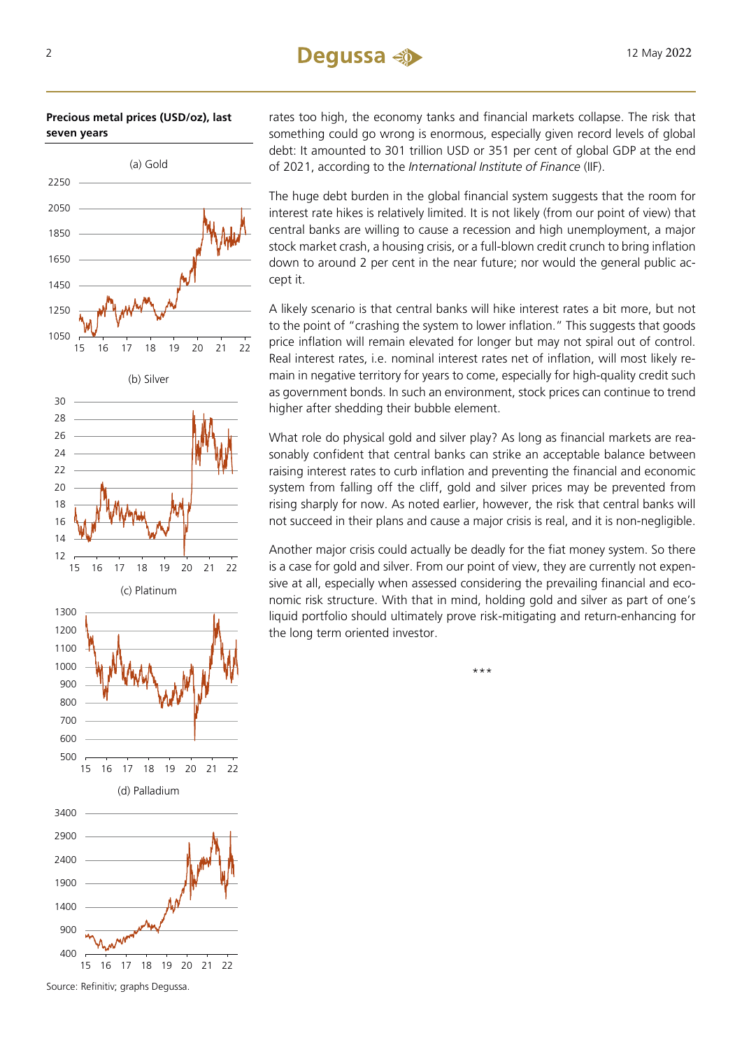**Precious metal prices (USD/oz), last seven years**

Source: Refinitiv; graphs Degussa.

rates too high, the economy tanks and financial markets collapse. The risk that something could go wrong is enormous, especially given record levels of global debt: It amounted to 301 trillion USD or 351 per cent of global GDP at the end of 2021, according to the *International Institute of Finance* (IIF).

The huge debt burden in the global financial system suggests that the room for interest rate hikes is relatively limited. It is not likely (from our point of view) that central banks are willing to cause a recession and high unemployment, a major stock market crash, a housing crisis, or a full-blown credit crunch to bring inflation down to around 2 per cent in the near future; nor would the general public accept it.

A likely scenario is that central banks will hike interest rates a bit more, but not to the point of "crashing the system to lower inflation." This suggests that goods price inflation will remain elevated for longer but may not spiral out of control. Real interest rates, i.e. nominal interest rates net of inflation, will most likely remain in negative territory for years to come, especially for high-quality credit such as government bonds. In such an environment, stock prices can continue to trend higher after shedding their bubble element.

What role do physical gold and silver play? As long as financial markets are reasonably confident that central banks can strike an acceptable balance between raising interest rates to curb inflation and preventing the financial and economic system from falling off the cliff, gold and silver prices may be prevented from rising sharply for now. As noted earlier, however, the risk that central banks will not succeed in their plans and cause a major crisis is real, and it is non-negligible.

Another major crisis could actually be deadly for the fiat money system. So there is a case for gold and silver. From our point of view, they are currently not expensive at all, especially when assessed considering the prevailing financial and economic risk structure. With that in mind, holding gold and silver as part of one's liquid portfolio should ultimately prove risk-mitigating and return-enhancing for the long term oriented investor.

\*\*\*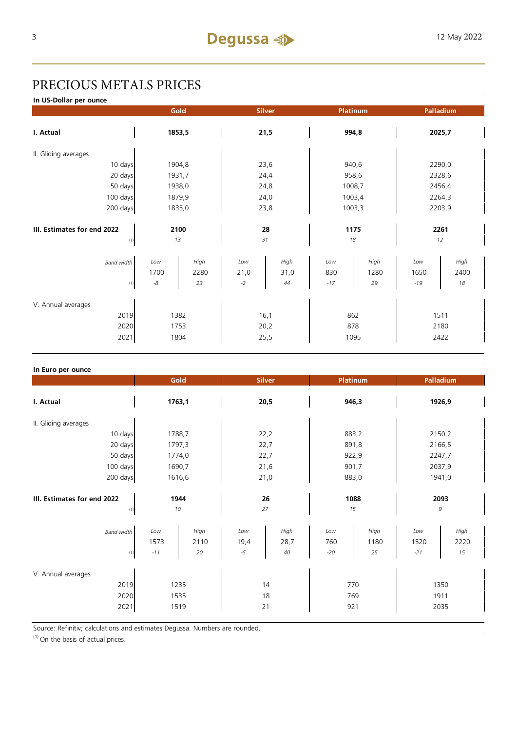# PRECIOUS METALS PRICES

**In US-Dollar per ounce**

| | Gold | | Silver | | Platinum | | Palladium | |
|---|---|---|---|---|---|---|---|---|
| **I. Actual** | **1853,5** | | **21,5** | | **994,8** | | **2025,7** | |
| II. Gliding averages | | | | | | | | |
| 10 days | 1904,8 | | 23,6 | | 940,6 | | 2290,0 | |
| 20 days | 1931,7 | | 24,4 | | 958,6 | | 2328,6 | |
| 50 days | 1938,0 | | 24,8 | | 1008,7 | | 2456,4 | |
| 100 days | 1879,9 | | 24,0 | | 1003,4 | | 2264,3 | |
| 200 days | 1835,0 | | 23,8 | | 1003,3 | | 2203,9 | |
| **III. Estimates for end 2022** | **2100** | | **28** | | **1175** | | **2261** | |
| (1) | *13* | | *31* | | *18* | | *12* | |
| *Band width* | *Low* | *High* | *Low* | *High* | *Low* | *High* | *Low* | *High* |
| | 1700 | 2280 | 21,0 | 31,0 | 830 | 1280 | 1650 | 2400 |
| (1) | *-8* | *23* | *-2* | *44* | *-17* | *29* | *-19* | *18* |
| V. Annual averages | | | | | | | | |
| 2019 | 1382 | | 16,1 | | 862 | | 1511 | |
| 2020 | 1753 | | 20,2 | | 878 | | 2180 | |
| 2021 | 1804 | | 25,5 | | 1095 | | 2422 | |

**In Euro per ounce**

| | Gold | | Silver | | Platinum | | Palladium | |
|---|---|---|---|---|---|---|---|---|
| **I. Actual** | **1763,1** | | **20,5** | | **946,3** | | **1926,9** | |
| II. Gliding averages | | | | | | | | |
| 10 days | 1788,7 | | 22,2 | | 883,2 | | 2150,2 | |
| 20 days | 1797,3 | | 22,7 | | 891,8 | | 2166,5 | |
| 50 days | 1774,0 | | 22,7 | | 922,9 | | 2247,7 | |
| 100 days | 1690,7 | | 21,6 | | 901,7 | | 2037,9 | |
| 200 days | 1616,6 | | 21,0 | | 883,0 | | 1941,0 | |
| **III. Estimates for end 2022** | **1944** | | **26** | | **1088** | | **2093** | |
| (1) | *10* | | *27* | | *15* | | *9* | |
| *Band width* | *Low* | *High* | *Low* | *High* | *Low* | *High* | *Low* | *High* |
| | 1573 | 2110 | 19,4 | 28,7 | 760 | 1180 | 1520 | 2220 |
| (1) | *-11* | *20* | *-5* | *40* | *-20* | *25* | *-21* | *15* |
| V. Annual averages | | | | | | | | |
| 2019 | 1235 | | 14 | | 770 | | 1350 | |
| 2020 | 1535 | | 18 | | 769 | | 1911 | |
| 2021 | 1519 | | 21 | | 921 | | 2035 | |

Source: Refinitiv; calculations and estimates Degussa. Numbers are rounded.

(1) On the basis of actual prices.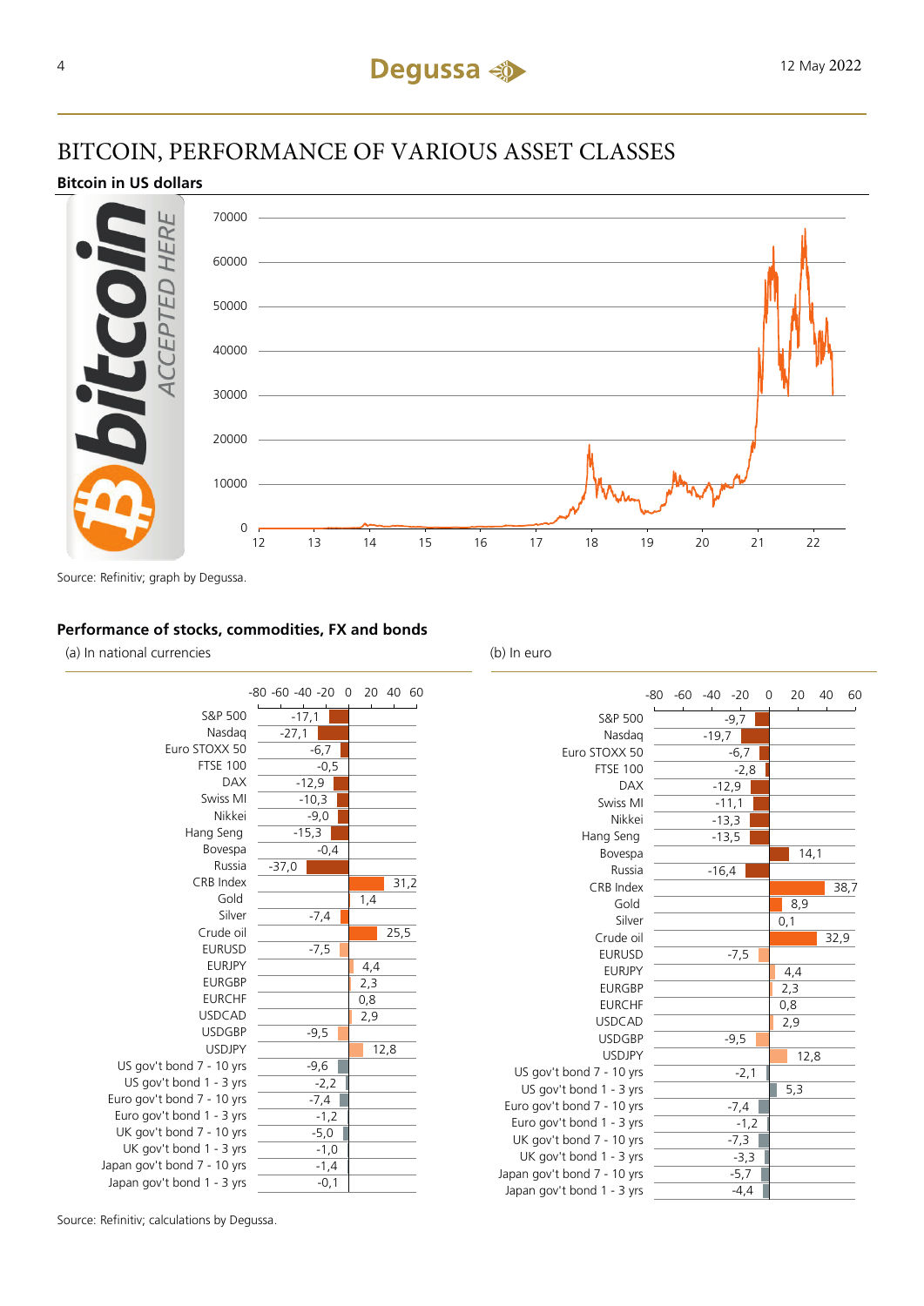# BITCOIN, PERFORMANCE OF VARIOUS ASSET CLASSES

**Bitcoin in US dollars**

Source: Refinitiv; graph by Degussa.

**Performance of stocks, commodities, FX and bonds**

| | (a) In national currencies | (b) In euro |
|---|---|---|
| S&P 500 | -17,1 | -9,7 |
| Nasdaq | -27,1 | -19,7 |
| Euro STOXX 50 | -6,7 | -6,7 |
| FTSE 100 | -0,5 | -2,8 |
| DAX | -12,9 | -12,9 |
| Swiss MI | -10,3 | -11,1 |
| Nikkei | -9,0 | -13,3 |
| Hang Seng | -15,3 | -13,5 |
| Bovespa | -0,4 | 14,1 |
| Russia | -37,0 | -16,4 |
| CRB Index | 31,2 | 38,7 |
| Gold | 1,4 | 8,9 |
| Silver | -7,4 | 0,1 |
| Crude oil | 25,5 | 32,9 |
| EURUSD | -7,5 | -7,5 |
| EURJPY | 4,4 | 4,4 |
| EURGBP | 2,3 | 2,3 |
| EURCHF | 0,8 | 0,8 |
| USDCAD | 2,9 | 2,9 |
| USDGBP | -9,5 | -9,5 |
| USDJPY | 12,8 | 12,8 |
| US gov't bond 7 - 10 yrs | -9,6 | -2,1 |
| US gov't bond 1 - 3 yrs | -2,2 | 5,3 |
| Euro gov't bond 7 - 10 yrs | -7,4 | -7,4 |
| Euro gov't bond 1 - 3 yrs | -1,2 | -1,2 |
| UK gov't bond 7 - 10 yrs | -5,0 | -7,3 |
| UK gov't bond 1 - 3 yrs | -1,0 | -3,3 |
| Japan gov't bond 7 - 10 yrs | -1,4 | -5,7 |
| Japan gov't bond 1 - 3 yrs | -0,1 | -4,4 |

Source: Refinitiv; calculations by Degussa.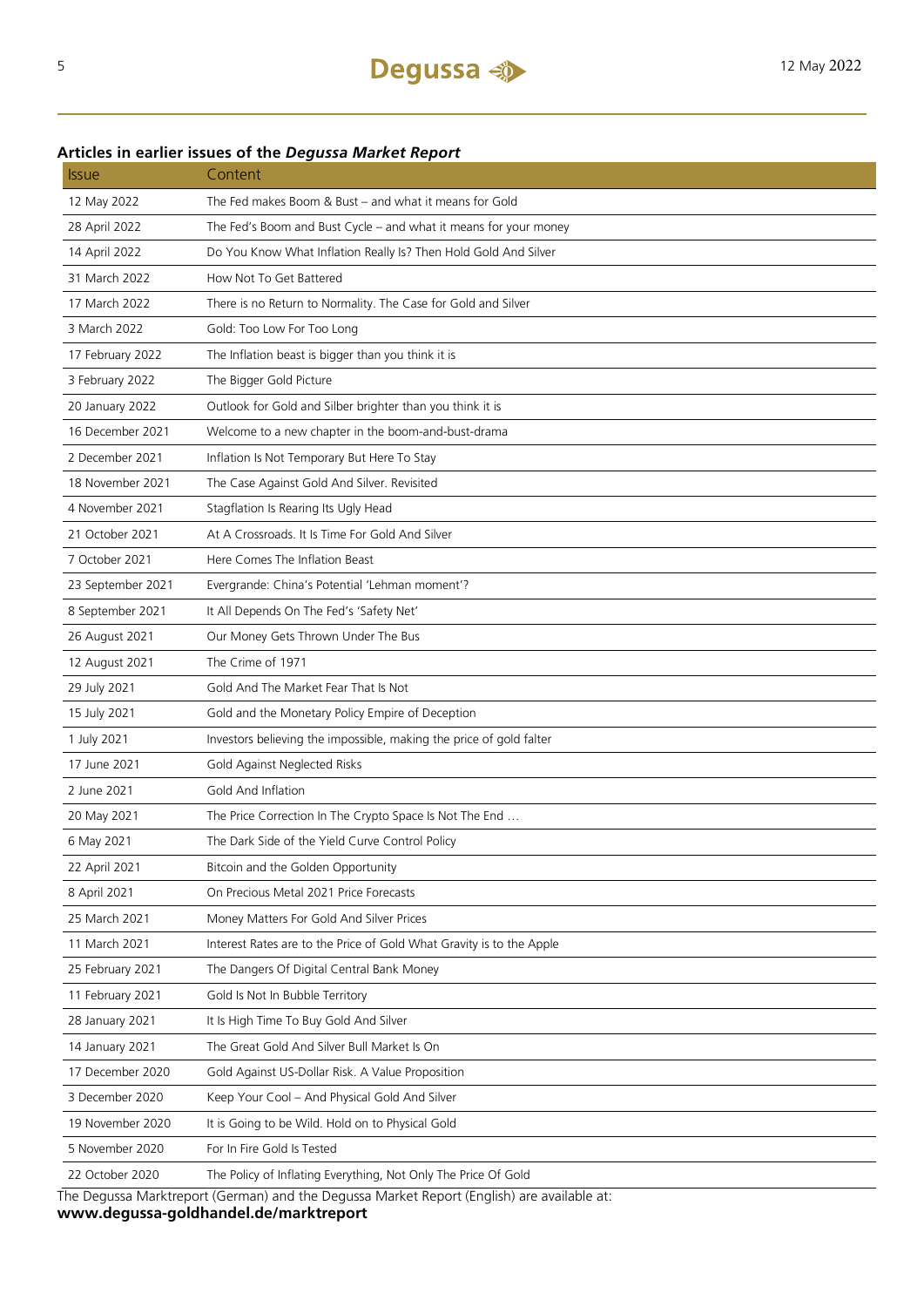### Articles in earlier issues of the *Degussa Market Report*

| Issue | Content |
|---|---|
| 12 May 2022 | The Fed makes Boom & Bust – and what it means for Gold |
| 28 April 2022 | The Fed's Boom and Bust Cycle – and what it means for your money |
| 14 April 2022 | Do You Know What Inflation Really Is? Then Hold Gold And Silver |
| 31 March 2022 | How Not To Get Battered |
| 17 March 2022 | There is no Return to Normality. The Case for Gold and Silver |
| 3 March 2022 | Gold: Too Low For Too Long |
| 17 February 2022 | The Inflation beast is bigger than you think it is |
| 3 February 2022 | The Bigger Gold Picture |
| 20 January 2022 | Outlook for Gold and Silber brighter than you think it is |
| 16 December 2021 | Welcome to a new chapter in the boom-and-bust-drama |
| 2 December 2021 | Inflation Is Not Temporary But Here To Stay |
| 18 November 2021 | The Case Against Gold And Silver. Revisited |
| 4 November 2021 | Stagflation Is Rearing Its Ugly Head |
| 21 October 2021 | At A Crossroads. It Is Time For Gold And Silver |
| 7 October 2021 | Here Comes The Inflation Beast |
| 23 September 2021 | Evergrande: China's Potential 'Lehman moment'? |
| 8 September 2021 | It All Depends On The Fed's 'Safety Net' |
| 26 August 2021 | Our Money Gets Thrown Under The Bus |
| 12 August 2021 | The Crime of 1971 |
| 29 July 2021 | Gold And The Market Fear That Is Not |
| 15 July 2021 | Gold and the Monetary Policy Empire of Deception |
| 1 July 2021 | Investors believing the impossible, making the price of gold falter |
| 17 June 2021 | Gold Against Neglected Risks |
| 2 June 2021 | Gold And Inflation |
| 20 May 2021 | The Price Correction In The Crypto Space Is Not The End … |
| 6 May 2021 | The Dark Side of the Yield Curve Control Policy |
| 22 April 2021 | Bitcoin and the Golden Opportunity |
| 8 April 2021 | On Precious Metal 2021 Price Forecasts |
| 25 March 2021 | Money Matters For Gold And Silver Prices |
| 11 March 2021 | Interest Rates are to the Price of Gold What Gravity is to the Apple |
| 25 February 2021 | The Dangers Of Digital Central Bank Money |
| 11 February 2021 | Gold Is Not In Bubble Territory |
| 28 January 2021 | It Is High Time To Buy Gold And Silver |
| 14 January 2021 | The Great Gold And Silver Bull Market Is On |
| 17 December 2020 | Gold Against US-Dollar Risk. A Value Proposition |
| 3 December 2020 | Keep Your Cool – And Physical Gold And Silver |
| 19 November 2020 | It is Going to be Wild. Hold on to Physical Gold |
| 5 November 2020 | For In Fire Gold Is Tested |
| 22 October 2020 | The Policy of Inflating Everything, Not Only The Price Of Gold |

The Degussa Marktreport (German) and the Degussa Market Report (English) are available at:
**www.degussa-goldhandel.de/marktreport**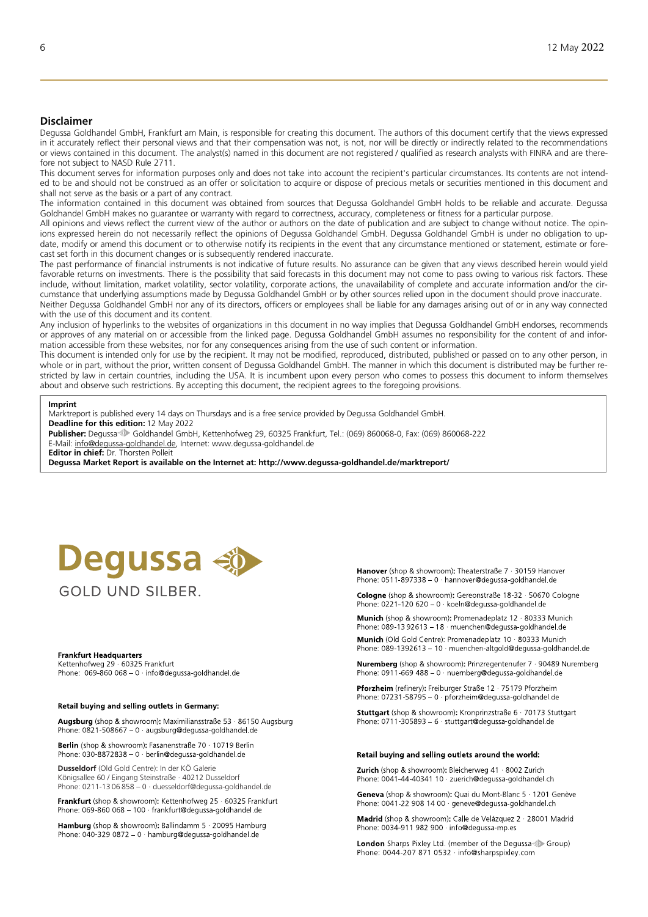## Disclaimer

Degussa Goldhandel GmbH, Frankfurt am Main, is responsible for creating this document. The authors of this document certify that the views expressed in it accurately reflect their personal views and that their compensation was not, is not, nor will be directly or indirectly related to the recommendations or views contained in this document. The analyst(s) named in this document are not registered / qualified as research analysts with FINRA and are therefore not subject to NASD Rule 2711.

This document serves for information purposes only and does not take into account the recipient's particular circumstances. Its contents are not intended to be and should not be construed as an offer or solicitation to acquire or dispose of precious metals or securities mentioned in this document and shall not serve as the basis or a part of any contract.

The information contained in this document was obtained from sources that Degussa Goldhandel GmbH holds to be reliable and accurate. Degussa Goldhandel GmbH makes no guarantee or warranty with regard to correctness, accuracy, completeness or fitness for a particular purpose.

All opinions and views reflect the current view of the author or authors on the date of publication and are subject to change without notice. The opinions expressed herein do not necessarily reflect the opinions of Degussa Goldhandel GmbH. Degussa Goldhandel GmbH is under no obligation to update, modify or amend this document or to otherwise notify its recipients in the event that any circumstance mentioned or statement, estimate or forecast set forth in this document changes or is subsequently rendered inaccurate.

The past performance of financial instruments is not indicative of future results. No assurance can be given that any views described herein would yield favorable returns on investments. There is the possibility that said forecasts in this document may not come to pass owing to various risk factors. These include, without limitation, market volatility, sector volatility, corporate actions, the unavailability of complete and accurate information and/or the circumstance that underlying assumptions made by Degussa Goldhandel GmbH or by other sources relied upon in the document should prove inaccurate.

Neither Degussa Goldhandel GmbH nor any of its directors, officers or employees shall be liable for any damages arising out of or in any way connected with the use of this document and its content.

Any inclusion of hyperlinks to the websites of organizations in this document in no way implies that Degussa Goldhandel GmbH endorses, recommends or approves of any material on or accessible from the linked page. Degussa Goldhandel GmbH assumes no responsibility for the content of and information accessible from these websites, nor for any consequences arising from the use of such content or information.

This document is intended only for use by the recipient. It may not be modified, reproduced, distributed, published or passed on to any other person, in whole or in part, without the prior, written consent of Degussa Goldhandel GmbH. The manner in which this document is distributed may be further restricted by law in certain countries, including the USA. It is incumbent upon every person who comes to possess this document to inform themselves about and observe such restrictions. By accepting this document, the recipient agrees to the foregoing provisions.

**Imprint**
Marktreport is published every 14 days on Thursdays and is a free service provided by Degussa Goldhandel GmbH.
**Deadline for this edition:** 12 May 2022
**Publisher:** Degussa Goldhandel GmbH, Kettenhofweg 29, 60325 Frankfurt, Tel.: (069) 860068-0, Fax: (069) 860068-222
E-Mail: info@degussa-goldhandel.de, Internet: www.degussa-goldhandel.de
**Editor in chief:** Dr. Thorsten Polleit
**Degussa Market Report is available on the Internet at: http://www.degussa-goldhandel.de/marktreport/**

Degussa
GOLD UND SILBER.

**Frankfurt Headquarters**
Kettenhofweg 29 · 60325 Frankfurt
Phone: 069-860 068 – 0 · info@degussa-goldhandel.de

**Retail buying and selling outlets in Germany:**

**Augsburg** (shop & showroom): Maximiliansstraße 53 · 86150 Augsburg
Phone: 0821-508667 – 0 · augsburg@degussa-goldhandel.de

**Berlin** (shop & showroom): Fasanenstraße 70 · 10719 Berlin
Phone: 030-8872838 – 0 · berlin@degussa-goldhandel.de

**Dusseldorf** (Old Gold Centre): In der KÖ Galerie
Königsallee 60 / Eingang Steinstraße · 40212 Dusseldorf
Phone: 0211-13 06 858 – 0 · duesseldorf@degussa-goldhandel.de

**Frankfurt** (shop & showroom): Kettenhofweg 25 · 60325 Frankfurt
Phone: 069-860 068 – 100 · frankfurt@degussa-goldhandel.de

**Hamburg** (shop & showroom): Ballindamm 5 · 20095 Hamburg
Phone: 040-329 0872 – 0 · hamburg@degussa-goldhandel.de

**Hanover** (shop & showroom): Theaterstraße 7 · 30159 Hanover
Phone: 0511-897338 – 0 · hannover@degussa-goldhandel.de

**Cologne** (shop & showroom): Gereonstraße 18-32 · 50670 Cologne
Phone: 0221-120 620 – 0 · koeln@degussa-goldhandel.de

**Munich** (shop & showroom): Promenadeplatz 12 · 80333 Munich
Phone: 089-13 92613 – 18 · muenchen@degussa-goldhandel.de

**Munich** (Old Gold Centre): Promenadeplatz 10 · 80333 Munich
Phone: 089-1392613 – 10 · muenchen-altgold@degussa-goldhandel.de

**Nuremberg** (shop & showroom): Prinzregentenufer 7 · 90489 Nuremberg
Phone: 0911-669 488 – 0 · nuernberg@degussa-goldhandel.de

**Pforzheim** (refinery): Freiburger Straße 12 · 75179 Pforzheim
Phone: 07231-58795 – 0 · pforzheim@degussa-goldhandel.de

**Stuttgart** (shop & showroom): Kronprinzstraße 6 · 70173 Stuttgart
Phone: 0711-305893 – 6 · stuttgart@degussa-goldhandel.de

**Retail buying and selling outlets around the world:**

**Zurich** (shop & showroom): Bleicherweg 41 · 8002 Zurich
Phone: 0041-44-40341 10 · zuerich@degussa-goldhandel.ch

**Geneva** (shop & showroom): Quai du Mont-Blanc 5 · 1201 Genève
Phone: 0041-22 908 14 00 · geneve@degussa-goldhandel.ch

**Madrid** (shop & showroom): Calle de Velázquez 2 · 28001 Madrid
Phone: 0034-911 982 900 · info@degussa-mp.es

**London** Sharps Pixley Ltd. (member of the Degussa Group)
Phone: 0044-207 871 0532 · info@sharpspixley.com